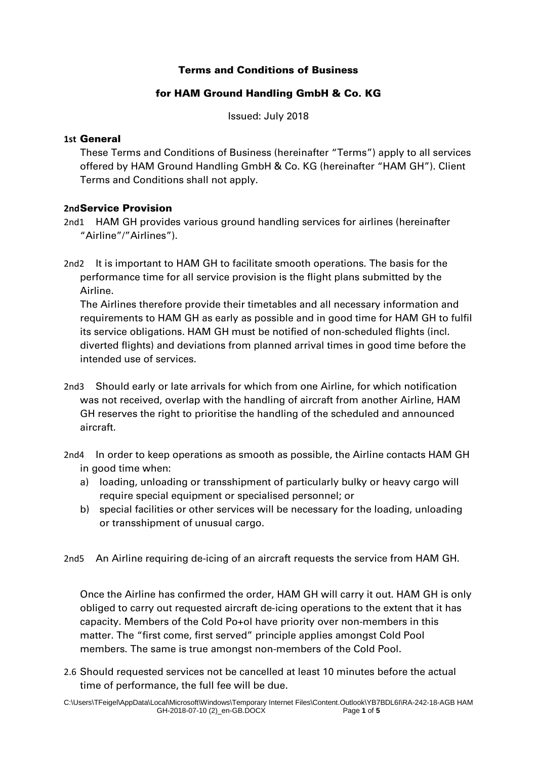**Terms and Conditions of Business**

**for HAM Ground Handling GmbH & Co. KG**

Issued: July 2018

## 1st General

These Terms and Conditions of Business (hereinafter "Terms") apply to all services offered by HAM Ground Handling GmbH & Co. KG (hereinafter "HAM GH"). Client Terms and Conditions shall not apply.

## 2nd Service Provision

2nd1 HAM GH provides various ground handling services for airlines (hereinafter "Airline"/"Airlines").

2nd2 It is important to HAM GH to facilitate smooth operations. The basis for the performance time for all service provision is the flight plans submitted by the Airline.
The Airlines therefore provide their timetables and all necessary information and requirements to HAM GH as early as possible and in good time for HAM GH to fulfil its service obligations. HAM GH must be notified of non-scheduled flights (incl. diverted flights) and deviations from planned arrival times in good time before the intended use of services.

2nd3 Should early or late arrivals for which from one Airline, for which notification was not received, overlap with the handling of aircraft from another Airline, HAM GH reserves the right to prioritise the handling of the scheduled and announced aircraft.

2nd4 In order to keep operations as smooth as possible, the Airline contacts HAM GH in good time when:

a) loading, unloading or transshipment of particularly bulky or heavy cargo will require special equipment or specialised personnel; or
b) special facilities or other services will be necessary for the loading, unloading or transshipment of unusual cargo.

2nd5 An Airline requiring de-icing of an aircraft requests the service from HAM GH.

Once the Airline has confirmed the order, HAM GH will carry it out. HAM GH is only obliged to carry out requested aircraft de-icing operations to the extent that it has capacity. Members of the Cold Po+ol have priority over non-members in this matter. The "first come, first served" principle applies amongst Cold Pool members. The same is true amongst non-members of the Cold Pool.

2.6 Should requested services not be cancelled at least 10 minutes before the actual time of performance, the full fee will be due.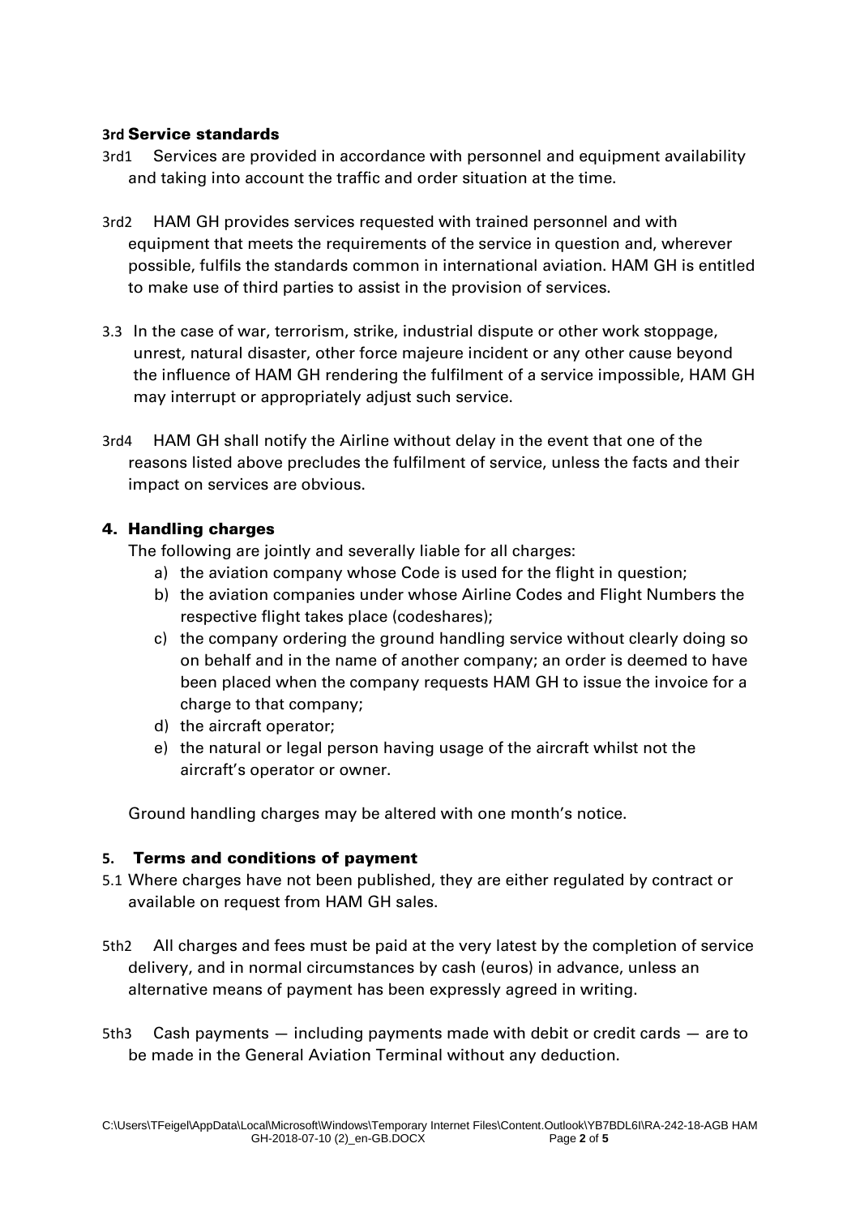### 3rd Service standards

3rd1 Services are provided in accordance with personnel and equipment availability and taking into account the traffic and order situation at the time.

3rd2 HAM GH provides services requested with trained personnel and with equipment that meets the requirements of the service in question and, wherever possible, fulfils the standards common in international aviation. HAM GH is entitled to make use of third parties to assist in the provision of services.

3.3 In the case of war, terrorism, strike, industrial dispute or other work stoppage, unrest, natural disaster, other force majeure incident or any other cause beyond the influence of HAM GH rendering the fulfilment of a service impossible, HAM GH may interrupt or appropriately adjust such service.

3rd4 HAM GH shall notify the Airline without delay in the event that one of the reasons listed above precludes the fulfilment of service, unless the facts and their impact on services are obvious.

### 4. Handling charges

The following are jointly and severally liable for all charges:

a) the aviation company whose Code is used for the flight in question;
b) the aviation companies under whose Airline Codes and Flight Numbers the respective flight takes place (codeshares);
c) the company ordering the ground handling service without clearly doing so on behalf and in the name of another company; an order is deemed to have been placed when the company requests HAM GH to issue the invoice for a charge to that company;
d) the aircraft operator;
e) the natural or legal person having usage of the aircraft whilst not the aircraft's operator or owner.

Ground handling charges may be altered with one month's notice.

### 5. Terms and conditions of payment

5.1 Where charges have not been published, they are either regulated by contract or available on request from HAM GH sales.

5th2 All charges and fees must be paid at the very latest by the completion of service delivery, and in normal circumstances by cash (euros) in advance, unless an alternative means of payment has been expressly agreed in writing.

5th3 Cash payments — including payments made with debit or credit cards — are to be made in the General Aviation Terminal without any deduction.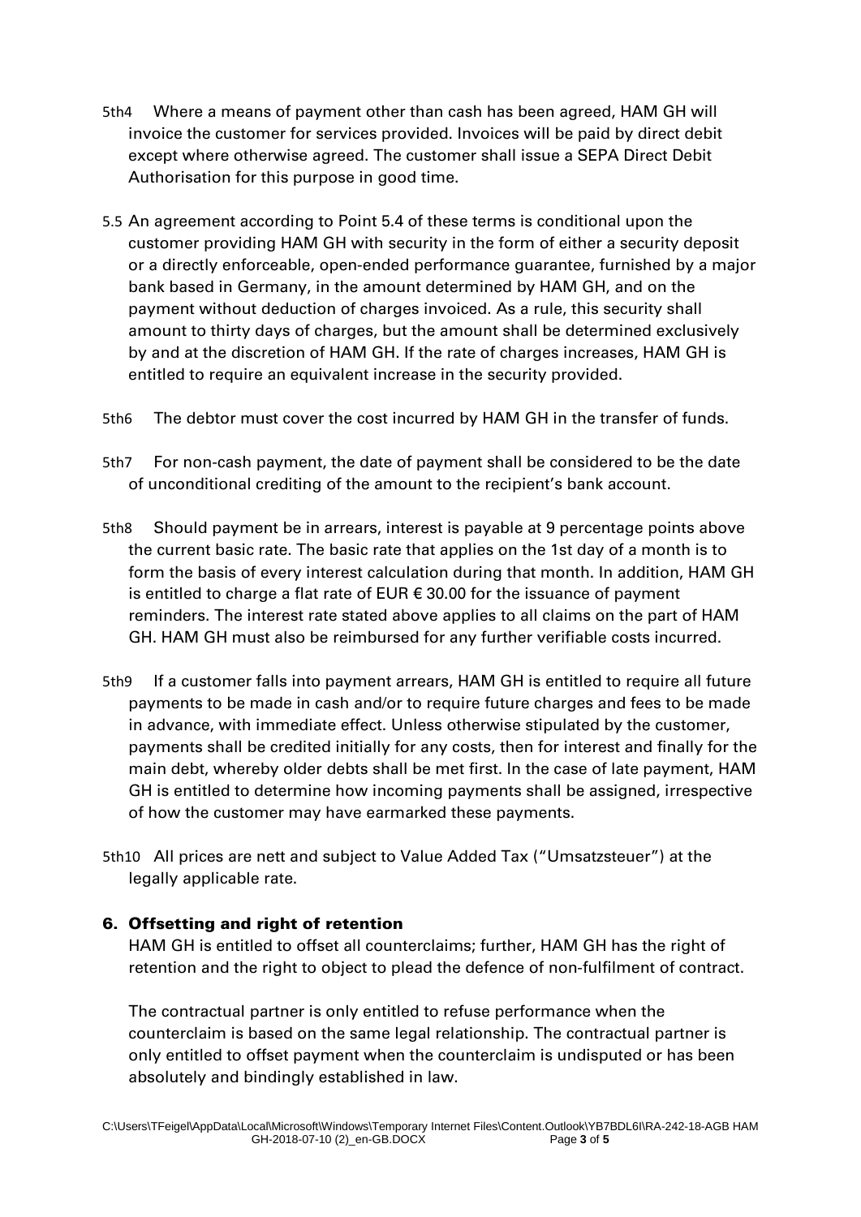5th4 Where a means of payment other than cash has been agreed, HAM GH will invoice the customer for services provided. Invoices will be paid by direct debit except where otherwise agreed. The customer shall issue a SEPA Direct Debit Authorisation for this purpose in good time.

5.5 An agreement according to Point 5.4 of these terms is conditional upon the customer providing HAM GH with security in the form of either a security deposit or a directly enforceable, open-ended performance guarantee, furnished by a major bank based in Germany, in the amount determined by HAM GH, and on the payment without deduction of charges invoiced. As a rule, this security shall amount to thirty days of charges, but the amount shall be determined exclusively by and at the discretion of HAM GH. If the rate of charges increases, HAM GH is entitled to require an equivalent increase in the security provided.

5th6 The debtor must cover the cost incurred by HAM GH in the transfer of funds.

5th7 For non-cash payment, the date of payment shall be considered to be the date of unconditional crediting of the amount to the recipient's bank account.

5th8 Should payment be in arrears, interest is payable at 9 percentage points above the current basic rate. The basic rate that applies on the 1st day of a month is to form the basis of every interest calculation during that month. In addition, HAM GH is entitled to charge a flat rate of EUR € 30.00 for the issuance of payment reminders. The interest rate stated above applies to all claims on the part of HAM GH. HAM GH must also be reimbursed for any further verifiable costs incurred.

5th9 If a customer falls into payment arrears, HAM GH is entitled to require all future payments to be made in cash and/or to require future charges and fees to be made in advance, with immediate effect. Unless otherwise stipulated by the customer, payments shall be credited initially for any costs, then for interest and finally for the main debt, whereby older debts shall be met first. In the case of late payment, HAM GH is entitled to determine how incoming payments shall be assigned, irrespective of how the customer may have earmarked these payments.

5th10 All prices are nett and subject to Value Added Tax ("Umsatzsteuer") at the legally applicable rate.

## 6. Offsetting and right of retention

HAM GH is entitled to offset all counterclaims; further, HAM GH has the right of retention and the right to object to plead the defence of non-fulfilment of contract.

The contractual partner is only entitled to refuse performance when the counterclaim is based on the same legal relationship. The contractual partner is only entitled to offset payment when the counterclaim is undisputed or has been absolutely and bindingly established in law.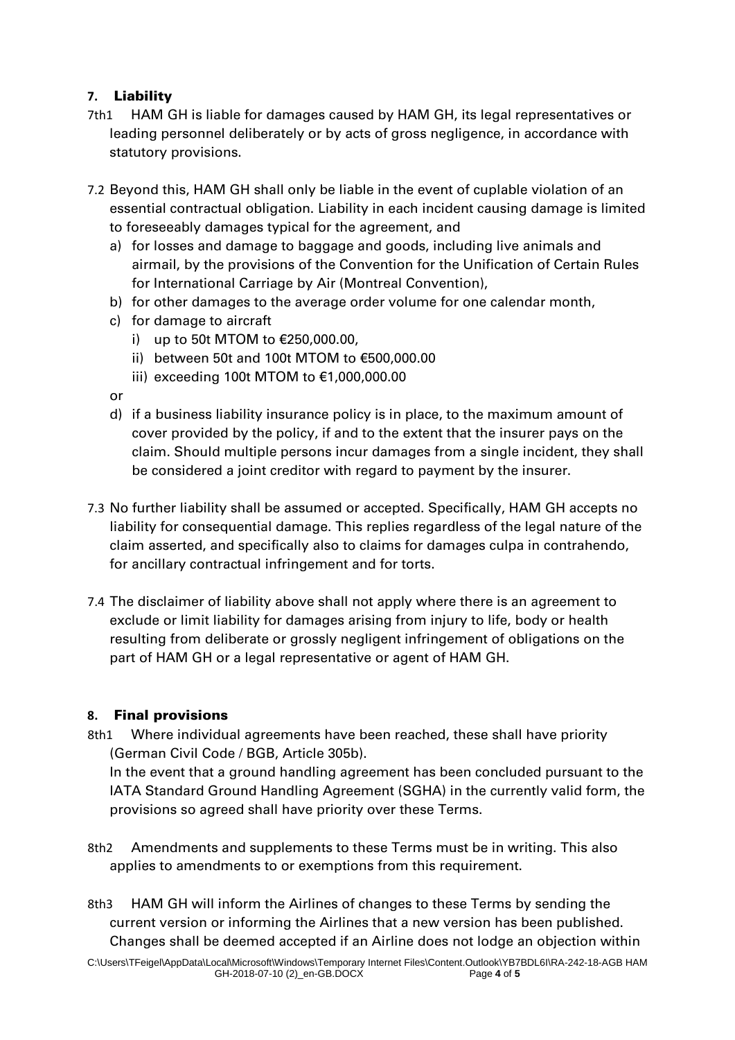## 7. Liability

7th1 HAM GH is liable for damages caused by HAM GH, its legal representatives or leading personnel deliberately or by acts of gross negligence, in accordance with statutory provisions.

7.2 Beyond this, HAM GH shall only be liable in the event of cuplable violation of an essential contractual obligation. Liability in each incident causing damage is limited to foreseeably damages typical for the agreement, and

a) for losses and damage to baggage and goods, including live animals and airmail, by the provisions of the Convention for the Unification of Certain Rules for International Carriage by Air (Montreal Convention),
b) for other damages to the average order volume for one calendar month,
c) for damage to aircraft
   i) up to 50t MTOM to €250,000.00,
   ii) between 50t and 100t MTOM to €500,000.00
   iii) exceeding 100t MTOM to €1,000,000.00

or

d) if a business liability insurance policy is in place, to the maximum amount of cover provided by the policy, if and to the extent that the insurer pays on the claim. Should multiple persons incur damages from a single incident, they shall be considered a joint creditor with regard to payment by the insurer.

7.3 No further liability shall be assumed or accepted. Specifically, HAM GH accepts no liability for consequential damage. This replies regardless of the legal nature of the claim asserted, and specifically also to claims for damages culpa in contrahendo, for ancillary contractual infringement and for torts.

7.4 The disclaimer of liability above shall not apply where there is an agreement to exclude or limit liability for damages arising from injury to life, body or health resulting from deliberate or grossly negligent infringement of obligations on the part of HAM GH or a legal representative or agent of HAM GH.

## 8. Final provisions

8th1 Where individual agreements have been reached, these shall have priority (German Civil Code / BGB, Article 305b).
In the event that a ground handling agreement has been concluded pursuant to the IATA Standard Ground Handling Agreement (SGHA) in the currently valid form, the provisions so agreed shall have priority over these Terms.

8th2 Amendments and supplements to these Terms must be in writing. This also applies to amendments to or exemptions from this requirement.

8th3 HAM GH will inform the Airlines of changes to these Terms by sending the current version or informing the Airlines that a new version has been published. Changes shall be deemed accepted if an Airline does not lodge an objection within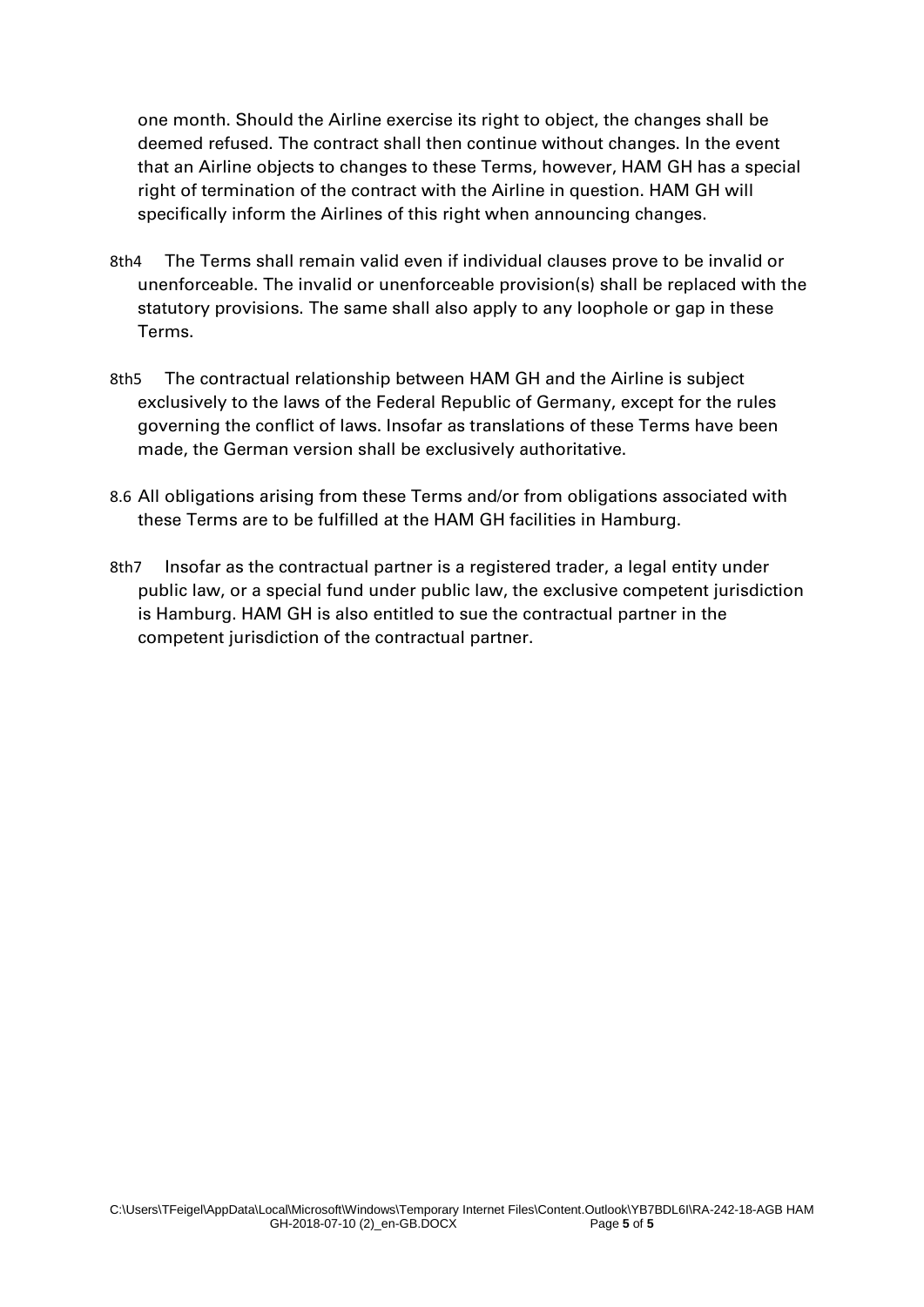one month. Should the Airline exercise its right to object, the changes shall be deemed refused. The contract shall then continue without changes. In the event that an Airline objects to changes to these Terms, however, HAM GH has a special right of termination of the contract with the Airline in question. HAM GH will specifically inform the Airlines of this right when announcing changes.

8th4 The Terms shall remain valid even if individual clauses prove to be invalid or unenforceable. The invalid or unenforceable provision(s) shall be replaced with the statutory provisions. The same shall also apply to any loophole or gap in these Terms.

8th5 The contractual relationship between HAM GH and the Airline is subject exclusively to the laws of the Federal Republic of Germany, except for the rules governing the conflict of laws. Insofar as translations of these Terms have been made, the German version shall be exclusively authoritative.

8.6 All obligations arising from these Terms and/or from obligations associated with these Terms are to be fulfilled at the HAM GH facilities in Hamburg.

8th7 Insofar as the contractual partner is a registered trader, a legal entity under public law, or a special fund under public law, the exclusive competent jurisdiction is Hamburg. HAM GH is also entitled to sue the contractual partner in the competent jurisdiction of the contractual partner.